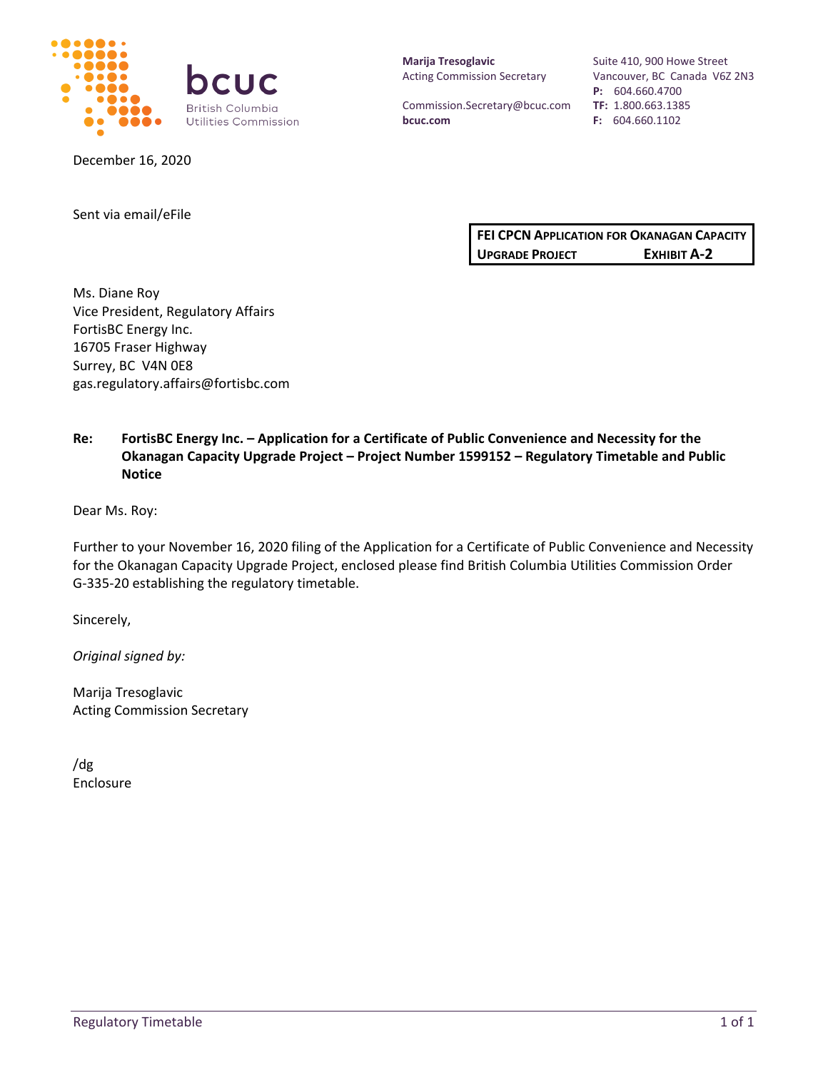**bcuc**
British Columbia
Utilities Commission

**Marija Tresoglavic**
Acting Commission Secretary

Commission.Secretary@bcuc.com
**bcuc.com**

Suite 410, 900 Howe Street
Vancouver, BC Canada V6Z 2N3
**P:** 604.660.4700
**TF:** 1.800.663.1385
**F:** 604.660.1102

December 16, 2020

Sent via email/eFile

| **FEI CPCN APPLICATION FOR OKANAGAN CAPACITY UPGRADE PROJECT** | **EXHIBIT A-2** |
|---|---|

Ms. Diane Roy
Vice President, Regulatory Affairs
FortisBC Energy Inc.
16705 Fraser Highway
Surrey, BC V4N 0E8
gas.regulatory.affairs@fortisbc.com

**Re: FortisBC Energy Inc. – Application for a Certificate of Public Convenience and Necessity for the Okanagan Capacity Upgrade Project – Project Number 1599152 – Regulatory Timetable and Public Notice**

Dear Ms. Roy:

Further to your November 16, 2020 filing of the Application for a Certificate of Public Convenience and Necessity for the Okanagan Capacity Upgrade Project, enclosed please find British Columbia Utilities Commission Order G-335-20 establishing the regulatory timetable.

Sincerely,

*Original signed by:*

Marija Tresoglavic
Acting Commission Secretary

/dg
Enclosure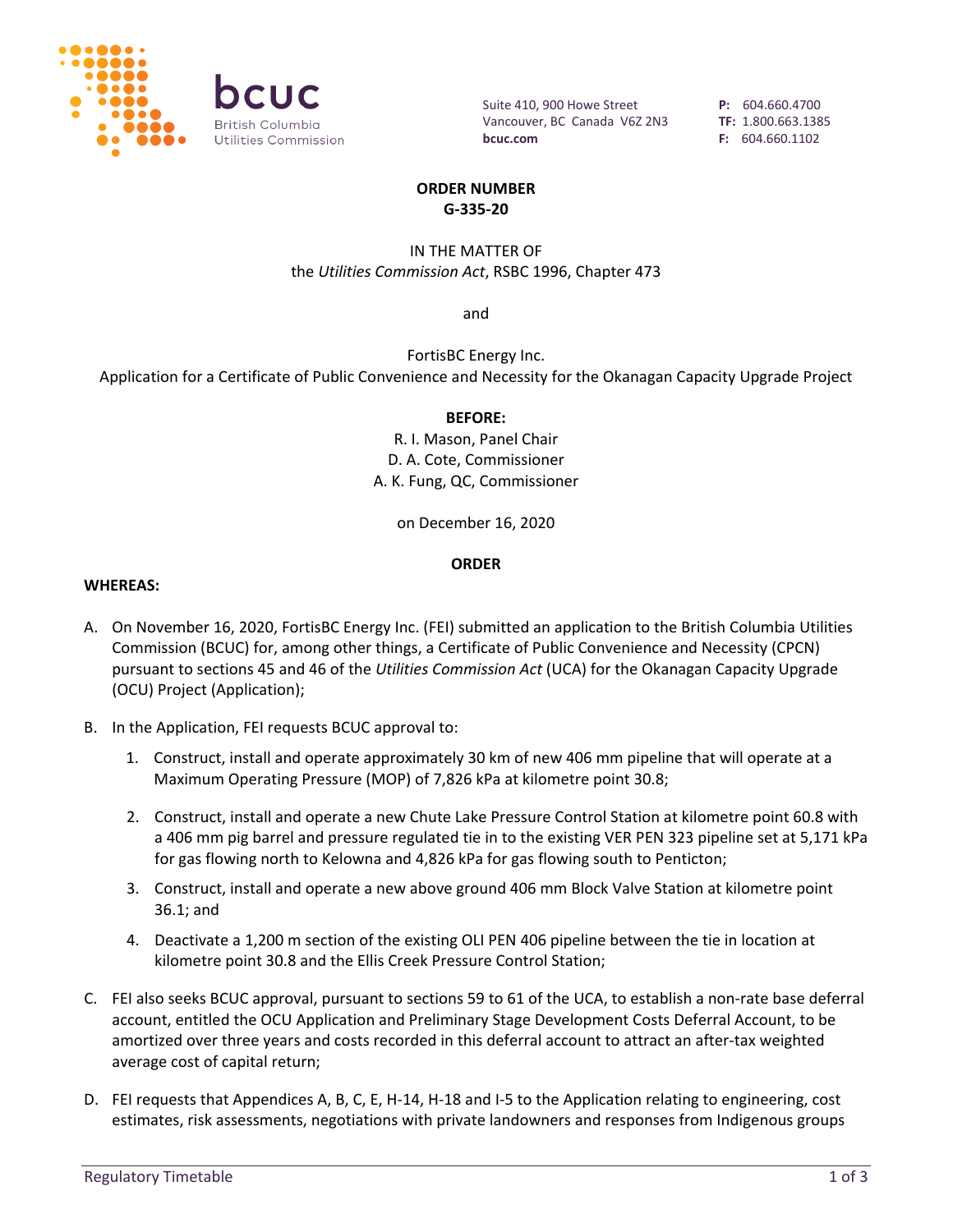**ORDER NUMBER**
**G-335-20**

IN THE MATTER OF
the *Utilities Commission Act*, RSBC 1996, Chapter 473

and

FortisBC Energy Inc.
Application for a Certificate of Public Convenience and Necessity for the Okanagan Capacity Upgrade Project

**BEFORE:**
R. I. Mason, Panel Chair
D. A. Cote, Commissioner
A. K. Fung, QC, Commissioner

on December 16, 2020

**ORDER**

**WHEREAS:**

A. On November 16, 2020, FortisBC Energy Inc. (FEI) submitted an application to the British Columbia Utilities Commission (BCUC) for, among other things, a Certificate of Public Convenience and Necessity (CPCN) pursuant to sections 45 and 46 of the *Utilities Commission Act* (UCA) for the Okanagan Capacity Upgrade (OCU) Project (Application);

B. In the Application, FEI requests BCUC approval to:

   1. Construct, install and operate approximately 30 km of new 406 mm pipeline that will operate at a Maximum Operating Pressure (MOP) of 7,826 kPa at kilometre point 30.8;

   2. Construct, install and operate a new Chute Lake Pressure Control Station at kilometre point 60.8 with a 406 mm pig barrel and pressure regulated tie in to the existing VER PEN 323 pipeline set at 5,171 kPa for gas flowing north to Kelowna and 4,826 kPa for gas flowing south to Penticton;

   3. Construct, install and operate a new above ground 406 mm Block Valve Station at kilometre point 36.1; and

   4. Deactivate a 1,200 m section of the existing OLI PEN 406 pipeline between the tie in location at kilometre point 30.8 and the Ellis Creek Pressure Control Station;

C. FEI also seeks BCUC approval, pursuant to sections 59 to 61 of the UCA, to establish a non-rate base deferral account, entitled the OCU Application and Preliminary Stage Development Costs Deferral Account, to be amortized over three years and costs recorded in this deferral account to attract an after-tax weighted average cost of capital return;

D. FEI requests that Appendices A, B, C, E, H-14, H-18 and I-5 to the Application relating to engineering, cost estimates, risk assessments, negotiations with private landowners and responses from Indigenous groups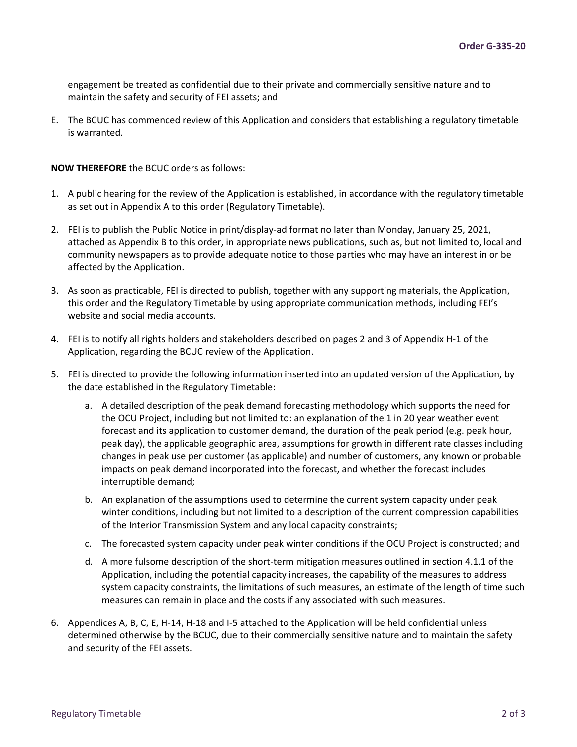engagement be treated as confidential due to their private and commercially sensitive nature and to maintain the safety and security of FEI assets; and

E. The BCUC has commenced review of this Application and considers that establishing a regulatory timetable is warranted.

**NOW THEREFORE** the BCUC orders as follows:

1. A public hearing for the review of the Application is established, in accordance with the regulatory timetable as set out in Appendix A to this order (Regulatory Timetable).
2. FEI is to publish the Public Notice in print/display-ad format no later than Monday, January 25, 2021, attached as Appendix B to this order, in appropriate news publications, such as, but not limited to, local and community newspapers as to provide adequate notice to those parties who may have an interest in or be affected by the Application.
3. As soon as practicable, FEI is directed to publish, together with any supporting materials, the Application, this order and the Regulatory Timetable by using appropriate communication methods, including FEI's website and social media accounts.
4. FEI is to notify all rights holders and stakeholders described on pages 2 and 3 of Appendix H-1 of the Application, regarding the BCUC review of the Application.
5. FEI is directed to provide the following information inserted into an updated version of the Application, by the date established in the Regulatory Timetable:
   a. A detailed description of the peak demand forecasting methodology which supports the need for the OCU Project, including but not limited to: an explanation of the 1 in 20 year weather event forecast and its application to customer demand, the duration of the peak period (e.g. peak hour, peak day), the applicable geographic area, assumptions for growth in different rate classes including changes in peak use per customer (as applicable) and number of customers, any known or probable impacts on peak demand incorporated into the forecast, and whether the forecast includes interruptible demand;
   b. An explanation of the assumptions used to determine the current system capacity under peak winter conditions, including but not limited to a description of the current compression capabilities of the Interior Transmission System and any local capacity constraints;
   c. The forecasted system capacity under peak winter conditions if the OCU Project is constructed; and
   d. A more fulsome description of the short-term mitigation measures outlined in section 4.1.1 of the Application, including the potential capacity increases, the capability of the measures to address system capacity constraints, the limitations of such measures, an estimate of the length of time such measures can remain in place and the costs if any associated with such measures.
6. Appendices A, B, C, E, H-14, H-18 and I-5 attached to the Application will be held confidential unless determined otherwise by the BCUC, due to their commercially sensitive nature and to maintain the safety and security of the FEI assets.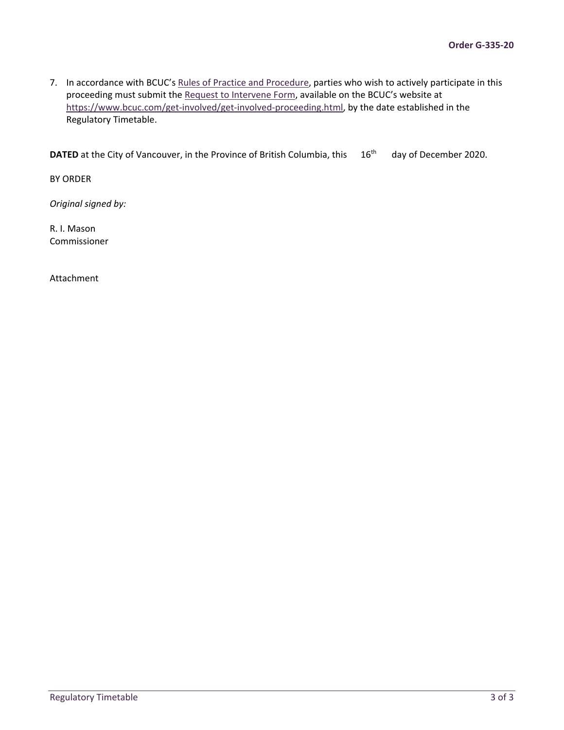7. In accordance with BCUC's Rules of Practice and Procedure, parties who wish to actively participate in this proceeding must submit the Request to Intervene Form, available on the BCUC's website at https://www.bcuc.com/get-involved/get-involved-proceeding.html, by the date established in the Regulatory Timetable.

**DATED** at the City of Vancouver, in the Province of British Columbia, this 16th day of December 2020.

BY ORDER

*Original signed by:*

R. I. Mason
Commissioner

Attachment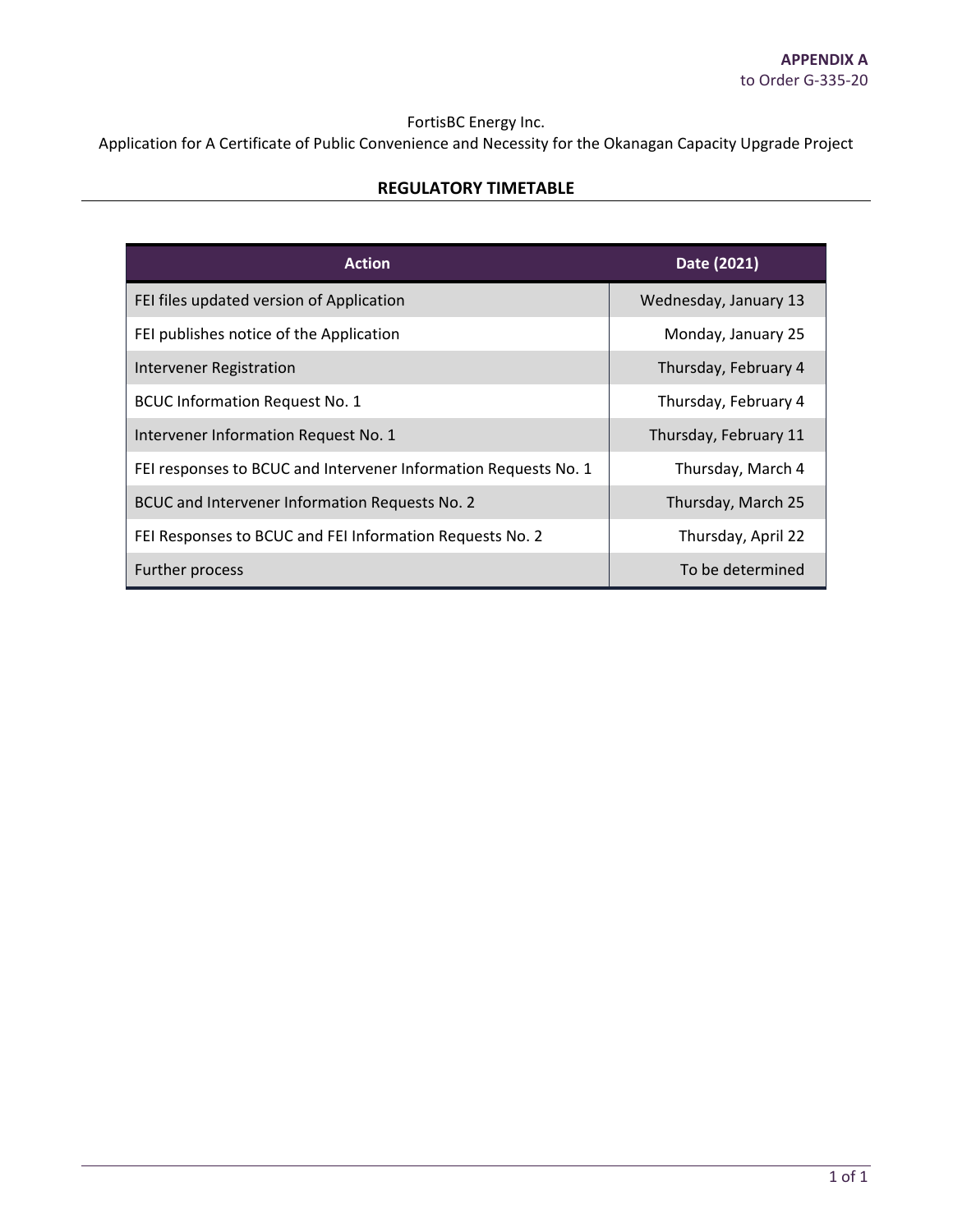**APPENDIX A**
to Order G-335-20

FortisBC Energy Inc.
Application for A Certificate of Public Convenience and Necessity for the Okanagan Capacity Upgrade Project

## REGULATORY TIMETABLE

| Action | Date (2021) |
|---|---|
| FEI files updated version of Application | Wednesday, January 13 |
| FEI publishes notice of the Application | Monday, January 25 |
| Intervener Registration | Thursday, February 4 |
| BCUC Information Request No. 1 | Thursday, February 4 |
| Intervener Information Request No. 1 | Thursday, February 11 |
| FEI responses to BCUC and Intervener Information Requests No. 1 | Thursday, March 4 |
| BCUC and Intervener Information Requests No. 2 | Thursday, March 25 |
| FEI Responses to BCUC and FEI Information Requests No. 2 | Thursday, April 22 |
| Further process | To be determined |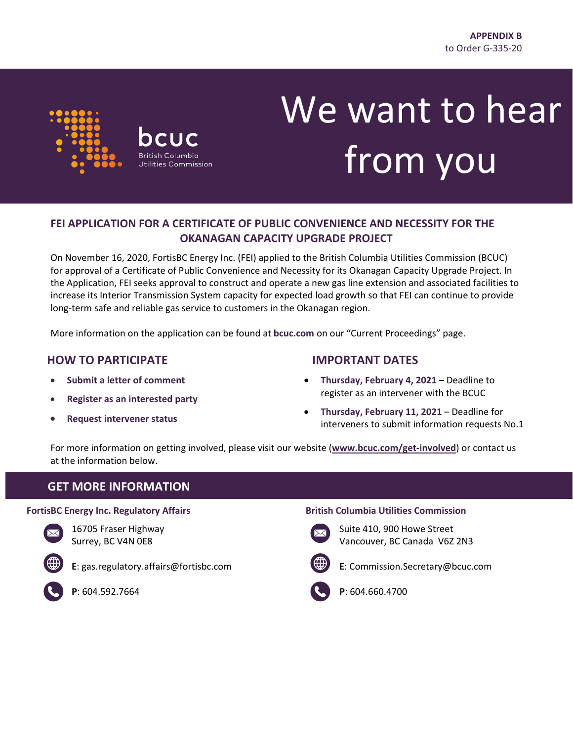**APPENDIX B**
to Order G-335-20

bcuc
British Columbia
Utilities Commission

# We want to hear from you

## FEI APPLICATION FOR A CERTIFICATE OF PUBLIC CONVENIENCE AND NECESSITY FOR THE OKANAGAN CAPACITY UPGRADE PROJECT

On November 16, 2020, FortisBC Energy Inc. (FEI) applied to the British Columbia Utilities Commission (BCUC) for approval of a Certificate of Public Convenience and Necessity for its Okanagan Capacity Upgrade Project. In the Application, FEI seeks approval to construct and operate a new gas line extension and associated facilities to increase its Interior Transmission System capacity for expected load growth so that FEI can continue to provide long-term safe and reliable gas service to customers in the Okanagan region.

More information on the application can be found at **bcuc.com** on our "Current Proceedings" page.

### HOW TO PARTICIPATE

- **Submit a letter of comment**
- **Register as an interested party**
- **Request intervener status**

### IMPORTANT DATES

- **Thursday, February 4, 2021** – Deadline to register as an intervener with the BCUC
- **Thursday, February 11, 2021** – Deadline for interveners to submit information requests No.1

For more information on getting involved, please visit our website (**www.bcuc.com/get-involved**) or contact us at the information below.

## GET MORE INFORMATION

**FortisBC Energy Inc. Regulatory Affairs**

16705 Fraser Highway
Surrey, BC V4N 0E8

**E**: gas.regulatory.affairs@fortisbc.com

**P**: 604.592.7664

**British Columbia Utilities Commission**

Suite 410, 900 Howe Street
Vancouver, BC Canada V6Z 2N3

**E**: Commission.Secretary@bcuc.com

**P**: 604.660.4700